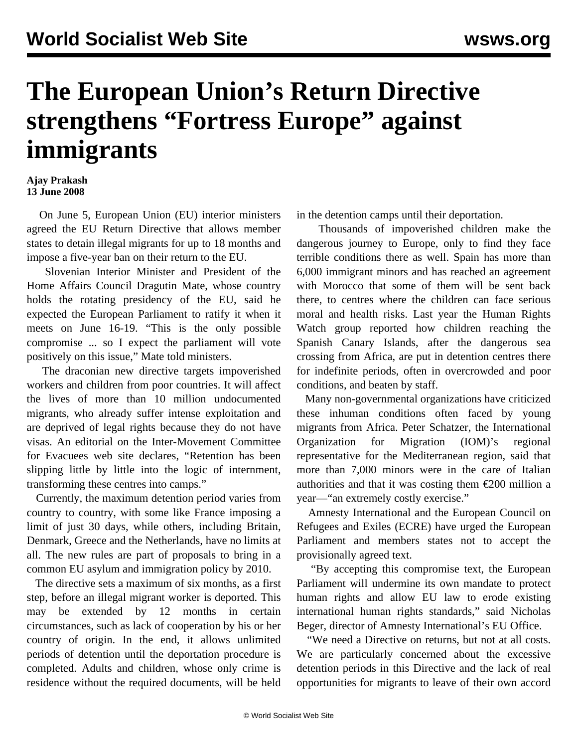# The European Union's Return Directive strengthens "Fortress Europe" against immigrants

**Ajay Prakash**
**13 June 2008**

On June 5, European Union (EU) interior ministers agreed the EU Return Directive that allows member states to detain illegal migrants for up to 18 months and impose a five-year ban on their return to the EU.

Slovenian Interior Minister and President of the Home Affairs Council Dragutin Mate, whose country holds the rotating presidency of the EU, said he expected the European Parliament to ratify it when it meets on June 16-19. "This is the only possible compromise ... so I expect the parliament will vote positively on this issue," Mate told ministers.

The draconian new directive targets impoverished workers and children from poor countries. It will affect the lives of more than 10 million undocumented migrants, who already suffer intense exploitation and are deprived of legal rights because they do not have visas. An editorial on the Inter-Movement Committee for Evacuees web site declares, "Retention has been slipping little by little into the logic of internment, transforming these centres into camps."

Currently, the maximum detention period varies from country to country, with some like France imposing a limit of just 30 days, while others, including Britain, Denmark, Greece and the Netherlands, have no limits at all. The new rules are part of proposals to bring in a common EU asylum and immigration policy by 2010.

The directive sets a maximum of six months, as a first step, before an illegal migrant worker is deported. This may be extended by 12 months in certain circumstances, such as lack of cooperation by his or her country of origin. In the end, it allows unlimited periods of detention until the deportation procedure is completed. Adults and children, whose only crime is residence without the required documents, will be held in the detention camps until their deportation.

Thousands of impoverished children make the dangerous journey to Europe, only to find they face terrible conditions there as well. Spain has more than 6,000 immigrant minors and has reached an agreement with Morocco that some of them will be sent back there, to centres where the children can face serious moral and health risks. Last year the Human Rights Watch group reported how children reaching the Spanish Canary Islands, after the dangerous sea crossing from Africa, are put in detention centres there for indefinite periods, often in overcrowded and poor conditions, and beaten by staff.

Many non-governmental organizations have criticized these inhuman conditions often faced by young migrants from Africa. Peter Schatzer, the International Organization for Migration (IOM)'s regional representative for the Mediterranean region, said that more than 7,000 minors were in the care of Italian authorities and that it was costing them €200 million a year—"an extremely costly exercise."

Amnesty International and the European Council on Refugees and Exiles (ECRE) have urged the European Parliament and members states not to accept the provisionally agreed text.

"By accepting this compromise text, the European Parliament will undermine its own mandate to protect human rights and allow EU law to erode existing international human rights standards," said Nicholas Beger, director of Amnesty International's EU Office.

"We need a Directive on returns, but not at all costs. We are particularly concerned about the excessive detention periods in this Directive and the lack of real opportunities for migrants to leave of their own accord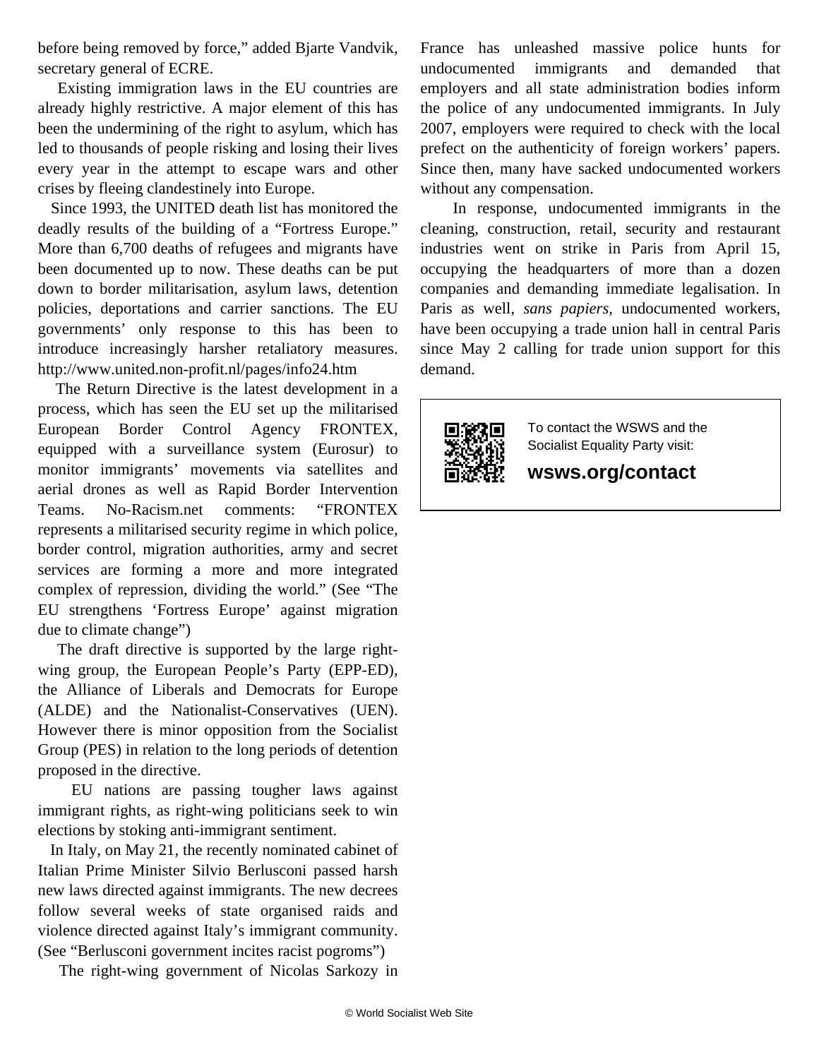before being removed by force," added Bjarte Vandvik, secretary general of ECRE.

Existing immigration laws in the EU countries are already highly restrictive. A major element of this has been the undermining of the right to asylum, which has led to thousands of people risking and losing their lives every year in the attempt to escape wars and other crises by fleeing clandestinely into Europe.

Since 1993, the UNITED death list has monitored the deadly results of the building of a "Fortress Europe." More than 6,700 deaths of refugees and migrants have been documented up to now. These deaths can be put down to border militarisation, asylum laws, detention policies, deportations and carrier sanctions. The EU governments' only response to this has been to introduce increasingly harsher retaliatory measures. http://www.united.non-profit.nl/pages/info24.htm

The Return Directive is the latest development in a process, which has seen the EU set up the militarised European Border Control Agency FRONTEX, equipped with a surveillance system (Eurosur) to monitor immigrants' movements via satellites and aerial drones as well as Rapid Border Intervention Teams. No-Racism.net comments: "FRONTEX represents a militarised security regime in which police, border control, migration authorities, army and secret services are forming a more and more integrated complex of repression, dividing the world." (See "The EU strengthens 'Fortress Europe' against migration due to climate change")

The draft directive is supported by the large right-wing group, the European People's Party (EPP-ED), the Alliance of Liberals and Democrats for Europe (ALDE) and the Nationalist-Conservatives (UEN). However there is minor opposition from the Socialist Group (PES) in relation to the long periods of detention proposed in the directive.

EU nations are passing tougher laws against immigrant rights, as right-wing politicians seek to win elections by stoking anti-immigrant sentiment.

In Italy, on May 21, the recently nominated cabinet of Italian Prime Minister Silvio Berlusconi passed harsh new laws directed against immigrants. The new decrees follow several weeks of state organised raids and violence directed against Italy's immigrant community. (See "Berlusconi government incites racist pogroms")

The right-wing government of Nicolas Sarkozy in France has unleashed massive police hunts for undocumented immigrants and demanded that employers and all state administration bodies inform the police of any undocumented immigrants. In July 2007, employers were required to check with the local prefect on the authenticity of foreign workers' papers. Since then, many have sacked undocumented workers without any compensation.

In response, undocumented immigrants in the cleaning, construction, retail, security and restaurant industries went on strike in Paris from April 15, occupying the headquarters of more than a dozen companies and demanding immediate legalisation. In Paris as well, *sans papiers*, undocumented workers, have been occupying a trade union hall in central Paris since May 2 calling for trade union support for this demand.

To contact the WSWS and the Socialist Equality Party visit:

**wsws.org/contact**